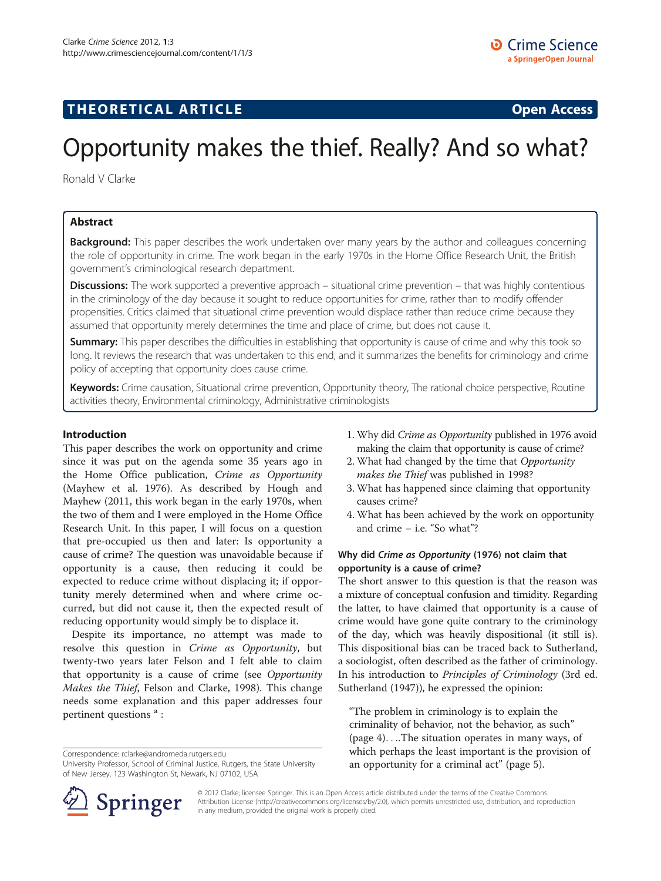THEORETICAL ARTICLE

Open Access

# Opportunity makes the thief. Really? And so what?

Ronald V Clarke

## Abstract

**Background:** This paper describes the work undertaken over many years by the author and colleagues concerning the role of opportunity in crime. The work began in the early 1970s in the Home Office Research Unit, the British government's criminological research department.

**Discussions:** The work supported a preventive approach – situational crime prevention – that was highly contentious in the criminology of the day because it sought to reduce opportunities for crime, rather than to modify offender propensities. Critics claimed that situational crime prevention would displace rather than reduce crime because they assumed that opportunity merely determines the time and place of crime, but does not cause it.

**Summary:** This paper describes the difficulties in establishing that opportunity is cause of crime and why this took so long. It reviews the research that was undertaken to this end, and it summarizes the benefits for criminology and crime policy of accepting that opportunity does cause crime.

**Keywords:** Crime causation, Situational crime prevention, Opportunity theory, The rational choice perspective, Routine activities theory, Environmental criminology, Administrative criminologists

## Introduction

This paper describes the work on opportunity and crime since it was put on the agenda some 35 years ago in the Home Office publication, *Crime as Opportunity* (Mayhew et al. 1976). As described by Hough and Mayhew (2011, this work began in the early 1970s, when the two of them and I were employed in the Home Office Research Unit. In this paper, I will focus on a question that pre-occupied us then and later: Is opportunity a cause of crime? The question was unavoidable because if opportunity is a cause, then reducing it could be expected to reduce crime without displacing it; if opportunity merely determined when and where crime occurred, but did not cause it, then the expected result of reducing opportunity would simply be to displace it.

Despite its importance, no attempt was made to resolve this question in *Crime as Opportunity*, but twenty-two years later Felson and I felt able to claim that opportunity is a cause of crime (see *Opportunity Makes the Thief*, Felson and Clarke, 1998). This change needs some explanation and this paper addresses four pertinent questions [a] :

1. Why did *Crime as Opportunity* published in 1976 avoid making the claim that opportunity is cause of crime?
2. What had changed by the time that *Opportunity makes the Thief* was published in 1998?
3. What has happened since claiming that opportunity causes crime?
4. What has been achieved by the work on opportunity and crime – i.e. "So what"?

### Why did *Crime as Opportunity* (1976) not claim that opportunity is a cause of crime?

The short answer to this question is that the reason was a mixture of conceptual confusion and timidity. Regarding the latter, to have claimed that opportunity is a cause of crime would have gone quite contrary to the criminology of the day, which was heavily dispositional (it still is). This dispositional bias can be traced back to Sutherland, a sociologist, often described as the father of criminology. In his introduction to *Principles of Criminology* (3rd ed. Sutherland (1947)), he expressed the opinion:

> "The problem in criminology is to explain the criminality of behavior, not the behavior, as such" (page 4)….The situation operates in many ways, of which perhaps the least important is the provision of an opportunity for a criminal act" (page 5).

Correspondence: rclarke@andromeda.rutgers.edu
University Professor, School of Criminal Justice, Rutgers, the State University of New Jersey, 123 Washington St, Newark, NJ 07102, USA

© 2012 Clarke; licensee Springer. This is an Open Access article distributed under the terms of the Creative Commons Attribution License (http://creativecommons.org/licenses/by/2.0), which permits unrestricted use, distribution, and reproduction in any medium, provided the original work is properly cited.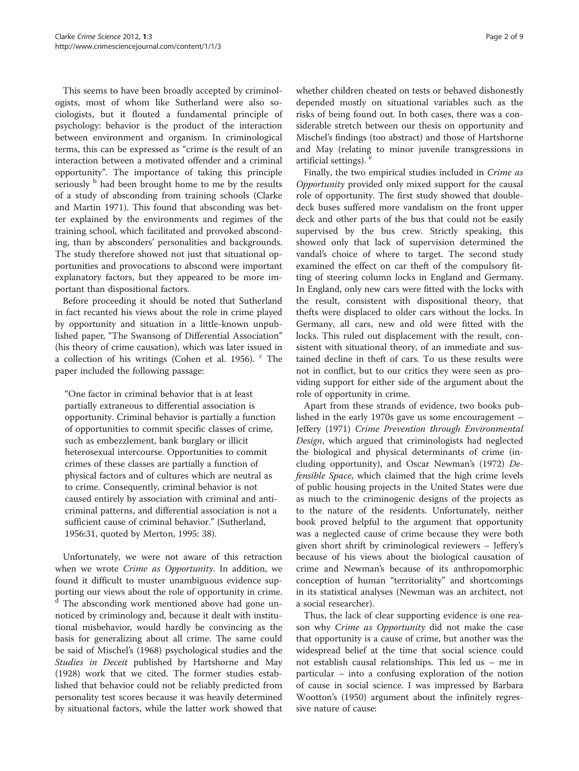This seems to have been broadly accepted by criminologists, most of whom like Sutherland were also sociologists, but it flouted a fundamental principle of psychology: behavior is the product of the interaction between environment and organism. In criminological terms, this can be expressed as "crime is the result of an interaction between a motivated offender and a criminal opportunity". The importance of taking this principle seriously [b] had been brought home to me by the results of a study of absconding from training schools (Clarke and Martin 1971). This found that absconding was better explained by the environments and regimes of the training school, which facilitated and provoked absconding, than by absconders' personalities and backgrounds. The study therefore showed not just that situational opportunities and provocations to abscond were important explanatory factors, but they appeared to be more important than dispositional factors.

Before proceeding it should be noted that Sutherland in fact recanted his views about the role in crime played by opportunity and situation in a little-known unpublished paper, "The Swansong of Differential Association" (his theory of crime causation), which was later issued in a collection of his writings (Cohen et al. 1956). [c] The paper included the following passage:

> "One factor in criminal behavior that is at least partially extraneous to differential association is opportunity. Criminal behavior is partially a function of opportunities to commit specific classes of crime, such as embezzlement, bank burglary or illicit heterosexual intercourse. Opportunities to commit crimes of these classes are partially a function of physical factors and of cultures which are neutral as to crime. Consequently, criminal behavior is not caused entirely by association with criminal and anti-criminal patterns, and differential association is not a sufficient cause of criminal behavior." (Sutherland, 1956:31, quoted by Merton, 1995: 38).

Unfortunately, we were not aware of this retraction when we wrote *Crime as Opportunity*. In addition, we found it difficult to muster unambiguous evidence supporting our views about the role of opportunity in crime. [d] The absconding work mentioned above had gone unnoticed by criminology and, because it dealt with institutional misbehavior, would hardly be convincing as the basis for generalizing about all crime. The same could be said of Mischel's (1968) psychological studies and the *Studies in Deceit* published by Hartshorne and May (1928) work that we cited. The former studies established that behavior could not be reliably predicted from personality test scores because it was heavily determined by situational factors, while the latter work showed that whether children cheated on tests or behaved dishonestly depended mostly on situational variables such as the risks of being found out. In both cases, there was a considerable stretch between our thesis on opportunity and Mischel's findings (too abstract) and those of Hartshorne and May (relating to minor juvenile transgressions in artificial settings). [e]

Finally, the two empirical studies included in *Crime as Opportunity* provided only mixed support for the causal role of opportunity. The first study showed that double-deck buses suffered more vandalism on the front upper deck and other parts of the bus that could not be easily supervised by the bus crew. Strictly speaking, this showed only that lack of supervision determined the vandal's choice of where to target. The second study examined the effect on car theft of the compulsory fitting of steering column locks in England and Germany. In England, only new cars were fitted with the locks with the result, consistent with dispositional theory, that thefts were displaced to older cars without the locks. In Germany, all cars, new and old were fitted with the locks. This ruled out displacement with the result, consistent with situational theory, of an immediate and sustained decline in theft of cars. To us these results were not in conflict, but to our critics they were seen as providing support for either side of the argument about the role of opportunity in crime.

Apart from these strands of evidence, two books published in the early 1970s gave us some encouragement – Jeffery (1971) *Crime Prevention through Environmental Design*, which argued that criminologists had neglected the biological and physical determinants of crime (including opportunity), and Oscar Newman's (1972) *Defensible Space*, which claimed that the high crime levels of public housing projects in the United States were due as much to the criminogenic designs of the projects as to the nature of the residents. Unfortunately, neither book proved helpful to the argument that opportunity was a neglected cause of crime because they were both given short shrift by criminological reviewers – Jeffery's because of his views about the biological causation of crime and Newman's because of its anthropomorphic conception of human "territoriality" and shortcomings in its statistical analyses (Newman was an architect, not a social researcher).

Thus, the lack of clear supporting evidence is one reason why *Crime as Opportunity* did not make the case that opportunity is a cause of crime, but another was the widespread belief at the time that social science could not establish causal relationships. This led us – me in particular – into a confusing exploration of the notion of cause in social science. I was impressed by Barbara Wootton's (1950) argument about the infinitely regressive nature of cause: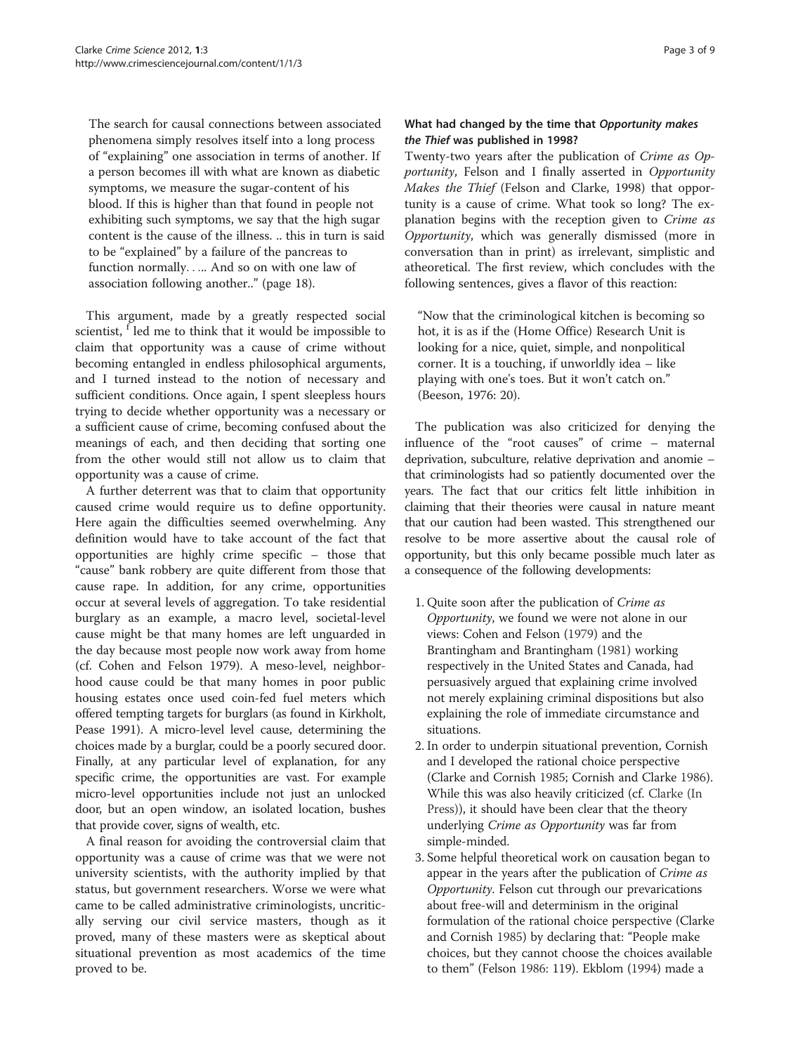> The search for causal connections between associated phenomena simply resolves itself into a long process of "explaining" one association in terms of another. If a person becomes ill with what are known as diabetic symptoms, we measure the sugar-content of his blood. If this is higher than that found in people not exhibiting such symptoms, we say that the high sugar content is the cause of the illness. .. this in turn is said to be "explained" by a failure of the pancreas to function normally. . ... And so on with one law of association following another.." (page 18).

This argument, made by a greatly respected social scientist, [f] led me to think that it would be impossible to claim that opportunity was a cause of crime without becoming entangled in endless philosophical arguments, and I turned instead to the notion of necessary and sufficient conditions. Once again, I spent sleepless hours trying to decide whether opportunity was a necessary or a sufficient cause of crime, becoming confused about the meanings of each, and then deciding that sorting one from the other would still not allow us to claim that opportunity was a cause of crime.

A further deterrent was that to claim that opportunity caused crime would require us to define opportunity. Here again the difficulties seemed overwhelming. Any definition would have to take account of the fact that opportunities are highly crime specific – those that "cause" bank robbery are quite different from those that cause rape. In addition, for any crime, opportunities occur at several levels of aggregation. To take residential burglary as an example, a macro level, societal-level cause might be that many homes are left unguarded in the day because most people now work away from home (cf. Cohen and Felson 1979). A meso-level, neighborhood cause could be that many homes in poor public housing estates once used coin-fed fuel meters which offered tempting targets for burglars (as found in Kirkholt, Pease 1991). A micro-level level cause, determining the choices made by a burglar, could be a poorly secured door. Finally, at any particular level of explanation, for any specific crime, the opportunities are vast. For example micro-level opportunities include not just an unlocked door, but an open window, an isolated location, bushes that provide cover, signs of wealth, etc.

A final reason for avoiding the controversial claim that opportunity was a cause of crime was that we were not university scientists, with the authority implied by that status, but government researchers. Worse we were what came to be called administrative criminologists, uncritically serving our civil service masters, though as it proved, many of these masters were as skeptical about situational prevention as most academics of the time proved to be.

### What had changed by the time that *Opportunity makes the Thief* was published in 1998?

Twenty-two years after the publication of *Crime as Opportunity*, Felson and I finally asserted in *Opportunity Makes the Thief* (Felson and Clarke, 1998) that opportunity is a cause of crime. What took so long? The explanation begins with the reception given to *Crime as Opportunity*, which was generally dismissed (more in conversation than in print) as irrelevant, simplistic and atheoretical. The first review, which concludes with the following sentences, gives a flavor of this reaction:

> "Now that the criminological kitchen is becoming so hot, it is as if the (Home Office) Research Unit is looking for a nice, quiet, simple, and nonpolitical corner. It is a touching, if unworldly idea – like playing with one's toes. But it won't catch on." (Beeson, 1976: 20).

The publication was also criticized for denying the influence of the "root causes" of crime – maternal deprivation, subculture, relative deprivation and anomie – that criminologists had so patiently documented over the years. The fact that our critics felt little inhibition in claiming that their theories were causal in nature meant that our caution had been wasted. This strengthened our resolve to be more assertive about the causal role of opportunity, but this only became possible much later as a consequence of the following developments:

1. Quite soon after the publication of *Crime as Opportunity*, we found we were not alone in our views: Cohen and Felson (1979) and the Brantingham and Brantingham (1981) working respectively in the United States and Canada, had persuasively argued that explaining crime involved not merely explaining criminal dispositions but also explaining the role of immediate circumstance and situations.
2. In order to underpin situational prevention, Cornish and I developed the rational choice perspective (Clarke and Cornish 1985; Cornish and Clarke 1986). While this was also heavily criticized (cf. Clarke (In Press)), it should have been clear that the theory underlying *Crime as Opportunity* was far from simple-minded.
3. Some helpful theoretical work on causation began to appear in the years after the publication of *Crime as Opportunity*. Felson cut through our prevarications about free-will and determinism in the original formulation of the rational choice perspective (Clarke and Cornish 1985) by declaring that: "People make choices, but they cannot choose the choices available to them" (Felson 1986: 119). Ekblom (1994) made a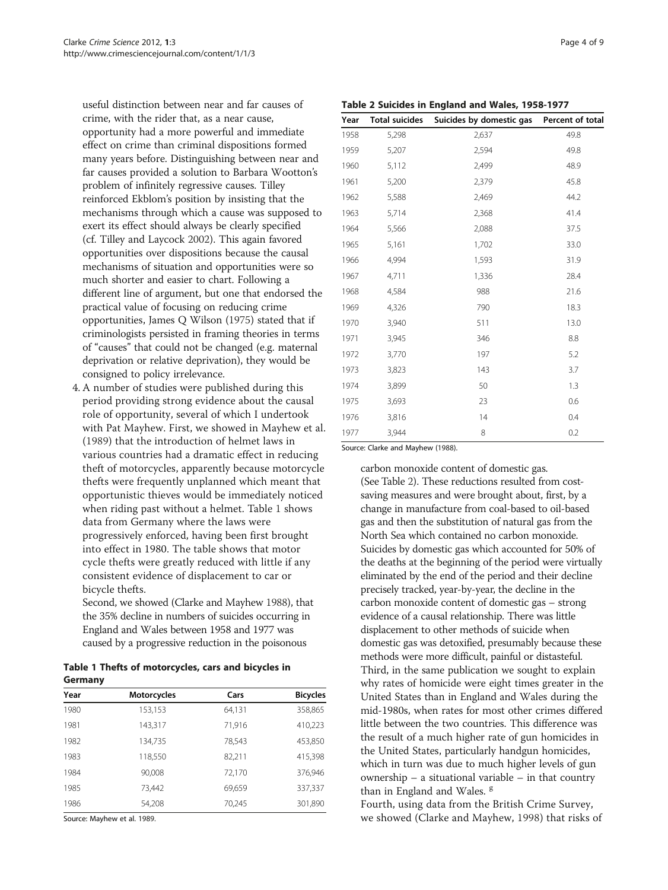useful distinction between near and far causes of crime, with the rider that, as a near cause, opportunity had a more powerful and immediate effect on crime than criminal dispositions formed many years before. Distinguishing between near and far causes provided a solution to Barbara Wootton's problem of infinitely regressive causes. Tilley reinforced Ekblom's position by insisting that the mechanisms through which a cause was supposed to exert its effect should always be clearly specified (cf. Tilley and Laycock 2002). This again favored opportunities over dispositions because the causal mechanisms of situation and opportunities were so much shorter and easier to chart. Following a different line of argument, but one that endorsed the practical value of focusing on reducing crime opportunities, James Q Wilson (1975) stated that if criminologists persisted in framing theories in terms of "causes" that could not be changed (e.g. maternal deprivation or relative deprivation), they would be consigned to policy irrelevance.

4. A number of studies were published during this period providing strong evidence about the causal role of opportunity, several of which I undertook with Pat Mayhew. First, we showed in Mayhew et al. (1989) that the introduction of helmet laws in various countries had a dramatic effect in reducing theft of motorcycles, apparently because motorcycle thefts were frequently unplanned which meant that opportunistic thieves would be immediately noticed when riding past without a helmet. Table 1 shows data from Germany where the laws were progressively enforced, having been first brought into effect in 1980. The table shows that motor cycle thefts were greatly reduced with little if any consistent evidence of displacement to car or bicycle thefts.

   Second, we showed (Clarke and Mayhew 1988), that the 35% decline in numbers of suicides occurring in England and Wales between 1958 and 1977 was caused by a progressive reduction in the poisonous carbon monoxide content of domestic gas. (See Table 2). These reductions resulted from cost-saving measures and were brought about, first, by a change in manufacture from coal-based to oil-based gas and then the substitution of natural gas from the North Sea which contained no carbon monoxide. Suicides by domestic gas which accounted for 50% of the deaths at the beginning of the period were virtually eliminated by the end of the period and their decline precisely tracked, year-by-year, the decline in the carbon monoxide content of domestic gas – strong evidence of a causal relationship. There was little displacement to other methods of suicide when domestic gas was detoxified, presumably because these methods were more difficult, painful or distasteful.

   Third, in the same publication we sought to explain why rates of homicide were eight times greater in the United States than in England and Wales during the mid-1980s, when rates for most other crimes differed little between the two countries. This difference was the result of a much higher rate of gun homicides in the United States, particularly handgun homicides, which in turn was due to much higher levels of gun ownership – a situational variable – in that country than in England and Wales. [g]

   Fourth, using data from the British Crime Survey, we showed (Clarke and Mayhew, 1998) that risks of

**Table 1 Thefts of motorcycles, cars and bicycles in Germany**

| Year | Motorcycles | Cars | Bicycles |
|---|---|---|---|
| 1980 | 153,153 | 64,131 | 358,865 |
| 1981 | 143,317 | 71,916 | 410,223 |
| 1982 | 134,735 | 78,543 | 453,850 |
| 1983 | 118,550 | 82,211 | 415,398 |
| 1984 | 90,008 | 72,170 | 376,946 |
| 1985 | 73,442 | 69,659 | 337,337 |
| 1986 | 54,208 | 70,245 | 301,890 |

Source: Mayhew et al. 1989.

**Table 2 Suicides in England and Wales, 1958-1977**

| Year | Total suicides | Suicides by domestic gas | Percent of total |
|---|---|---|---|
| 1958 | 5,298 | 2,637 | 49.8 |
| 1959 | 5,207 | 2,594 | 49.8 |
| 1960 | 5,112 | 2,499 | 48.9 |
| 1961 | 5,200 | 2,379 | 45.8 |
| 1962 | 5,588 | 2,469 | 44.2 |
| 1963 | 5,714 | 2,368 | 41.4 |
| 1964 | 5,566 | 2,088 | 37.5 |
| 1965 | 5,161 | 1,702 | 33.0 |
| 1966 | 4,994 | 1,593 | 31.9 |
| 1967 | 4,711 | 1,336 | 28.4 |
| 1968 | 4,584 | 988 | 21.6 |
| 1969 | 4,326 | 790 | 18.3 |
| 1970 | 3,940 | 511 | 13.0 |
| 1971 | 3,945 | 346 | 8.8 |
| 1972 | 3,770 | 197 | 5.2 |
| 1973 | 3,823 | 143 | 3.7 |
| 1974 | 3,899 | 50 | 1.3 |
| 1975 | 3,693 | 23 | 0.6 |
| 1976 | 3,816 | 14 | 0.4 |
| 1977 | 3,944 | 8 | 0.2 |

Source: Clarke and Mayhew (1988).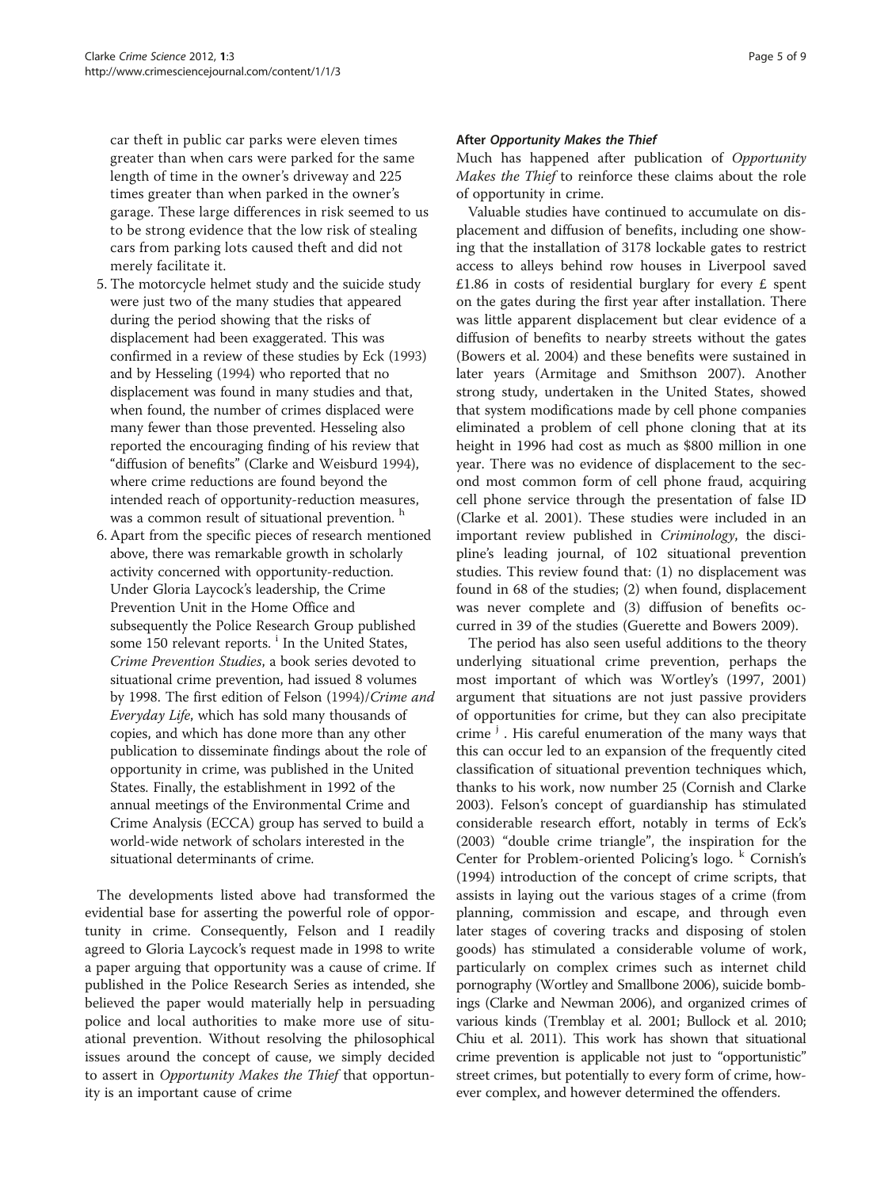car theft in public car parks were eleven times greater than when cars were parked for the same length of time in the owner's driveway and 225 times greater than when parked in the owner's garage. These large differences in risk seemed to us to be strong evidence that the low risk of stealing cars from parking lots caused theft and did not merely facilitate it.

5. The motorcycle helmet study and the suicide study were just two of the many studies that appeared during the period showing that the risks of displacement had been exaggerated. This was confirmed in a review of these studies by Eck (1993) and by Hesseling (1994) who reported that no displacement was found in many studies and that, when found, the number of crimes displaced were many fewer than those prevented. Hesseling also reported the encouraging finding of his review that "diffusion of benefits" (Clarke and Weisburd 1994), where crime reductions are found beyond the intended reach of opportunity-reduction measures, was a common result of situational prevention. [h]
6. Apart from the specific pieces of research mentioned above, there was remarkable growth in scholarly activity concerned with opportunity-reduction. Under Gloria Laycock's leadership, the Crime Prevention Unit in the Home Office and subsequently the Police Research Group published some 150 relevant reports. [i] In the United States, *Crime Prevention Studies*, a book series devoted to situational crime prevention, had issued 8 volumes by 1998. The first edition of Felson (1994)/*Crime and Everyday Life*, which has sold many thousands of copies, and which has done more than any other publication to disseminate findings about the role of opportunity in crime, was published in the United States. Finally, the establishment in 1992 of the annual meetings of the Environmental Crime and Crime Analysis (ECCA) group has served to build a world-wide network of scholars interested in the situational determinants of crime.

The developments listed above had transformed the evidential base for asserting the powerful role of opportunity in crime. Consequently, Felson and I readily agreed to Gloria Laycock's request made in 1998 to write a paper arguing that opportunity was a cause of crime. If published in the Police Research Series as intended, she believed the paper would materially help in persuading police and local authorities to make more use of situational prevention. Without resolving the philosophical issues around the concept of cause, we simply decided to assert in *Opportunity Makes the Thief* that opportunity is an important cause of crime

### After *Opportunity Makes the Thief*

Much has happened after publication of *Opportunity Makes the Thief* to reinforce these claims about the role of opportunity in crime.

Valuable studies have continued to accumulate on displacement and diffusion of benefits, including one showing that the installation of 3178 lockable gates to restrict access to alleys behind row houses in Liverpool saved £1.86 in costs of residential burglary for every £ spent on the gates during the first year after installation. There was little apparent displacement but clear evidence of a diffusion of benefits to nearby streets without the gates (Bowers et al. 2004) and these benefits were sustained in later years (Armitage and Smithson 2007). Another strong study, undertaken in the United States, showed that system modifications made by cell phone companies eliminated a problem of cell phone cloning that at its height in 1996 had cost as much as \$800 million in one year. There was no evidence of displacement to the second most common form of cell phone fraud, acquiring cell phone service through the presentation of false ID (Clarke et al. 2001). These studies were included in an important review published in *Criminology*, the discipline's leading journal, of 102 situational prevention studies. This review found that: (1) no displacement was found in 68 of the studies; (2) when found, displacement was never complete and (3) diffusion of benefits occurred in 39 of the studies (Guerette and Bowers 2009).

The period has also seen useful additions to the theory underlying situational crime prevention, perhaps the most important of which was Wortley's (1997, 2001) argument that situations are not just passive providers of opportunities for crime, but they can also precipitate crime [j]. His careful enumeration of the many ways that this can occur led to an expansion of the frequently cited classification of situational prevention techniques which, thanks to his work, now number 25 (Cornish and Clarke 2003). Felson's concept of guardianship has stimulated considerable research effort, notably in terms of Eck's (2003) "double crime triangle", the inspiration for the Center for Problem-oriented Policing's logo. [k] Cornish's (1994) introduction of the concept of crime scripts, that assists in laying out the various stages of a crime (from planning, commission and escape, and through even later stages of covering tracks and disposing of stolen goods) has stimulated a considerable volume of work, particularly on complex crimes such as internet child pornography (Wortley and Smallbone 2006), suicide bombings (Clarke and Newman 2006), and organized crimes of various kinds (Tremblay et al. 2001; Bullock et al. 2010; Chiu et al. 2011). This work has shown that situational crime prevention is applicable not just to "opportunistic" street crimes, but potentially to every form of crime, however complex, and however determined the offenders.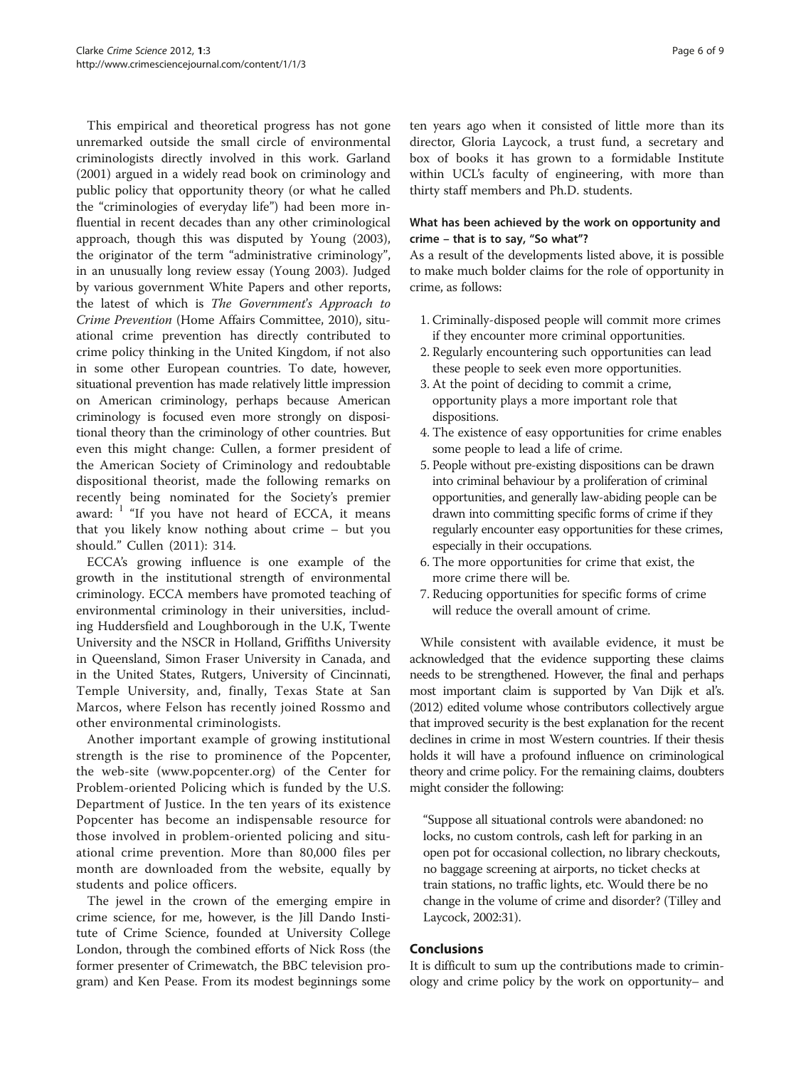This empirical and theoretical progress has not gone unremarked outside the small circle of environmental criminologists directly involved in this work. Garland (2001) argued in a widely read book on criminology and public policy that opportunity theory (or what he called the "criminologies of everyday life") had been more influential in recent decades than any other criminological approach, though this was disputed by Young (2003), the originator of the term "administrative criminology", in an unusually long review essay (Young 2003). Judged by various government White Papers and other reports, the latest of which is *The Government's Approach to Crime Prevention* (Home Affairs Committee, 2010), situational crime prevention has directly contributed to crime policy thinking in the United Kingdom, if not also in some other European countries. To date, however, situational prevention has made relatively little impression on American criminology, perhaps because American criminology is focused even more strongly on dispositional theory than the criminology of other countries. But even this might change: Cullen, a former president of the American Society of Criminology and redoubtable dispositional theorist, made the following remarks on recently being nominated for the Society's premier award: [1] "If you have not heard of ECCA, it means that you likely know nothing about crime – but you should." Cullen (2011): 314.

ECCA's growing influence is one example of the growth in the institutional strength of environmental criminology. ECCA members have promoted teaching of environmental criminology in their universities, including Huddersfield and Loughborough in the U.K, Twente University and the NSCR in Holland, Griffiths University in Queensland, Simon Fraser University in Canada, and in the United States, Rutgers, University of Cincinnati, Temple University, and, finally, Texas State at San Marcos, where Felson has recently joined Rossmo and other environmental criminologists.

Another important example of growing institutional strength is the rise to prominence of the Popcenter, the web-site (www.popcenter.org) of the Center for Problem-oriented Policing which is funded by the U.S. Department of Justice. In the ten years of its existence Popcenter has become an indispensable resource for those involved in problem-oriented policing and situational crime prevention. More than 80,000 files per month are downloaded from the website, equally by students and police officers.

The jewel in the crown of the emerging empire in crime science, for me, however, is the Jill Dando Institute of Crime Science, founded at University College London, through the combined efforts of Nick Ross (the former presenter of Crimewatch, the BBC television program) and Ken Pease. From its modest beginnings some ten years ago when it consisted of little more than its director, Gloria Laycock, a trust fund, a secretary and box of books it has grown to a formidable Institute within UCL's faculty of engineering, with more than thirty staff members and Ph.D. students.

### What has been achieved by the work on opportunity and crime – that is to say, "So what"?

As a result of the developments listed above, it is possible to make much bolder claims for the role of opportunity in crime, as follows:

1. Criminally-disposed people will commit more crimes if they encounter more criminal opportunities.
2. Regularly encountering such opportunities can lead these people to seek even more opportunities.
3. At the point of deciding to commit a crime, opportunity plays a more important role that dispositions.
4. The existence of easy opportunities for crime enables some people to lead a life of crime.
5. People without pre-existing dispositions can be drawn into criminal behaviour by a proliferation of criminal opportunities, and generally law-abiding people can be drawn into committing specific forms of crime if they regularly encounter easy opportunities for these crimes, especially in their occupations.
6. The more opportunities for crime that exist, the more crime there will be.
7. Reducing opportunities for specific forms of crime will reduce the overall amount of crime.

While consistent with available evidence, it must be acknowledged that the evidence supporting these claims needs to be strengthened. However, the final and perhaps most important claim is supported by Van Dijk et al's. (2012) edited volume whose contributors collectively argue that improved security is the best explanation for the recent declines in crime in most Western countries. If their thesis holds it will have a profound influence on criminological theory and crime policy. For the remaining claims, doubters might consider the following:

> "Suppose all situational controls were abandoned: no locks, no custom controls, cash left for parking in an open pot for occasional collection, no library checkouts, no baggage screening at airports, no ticket checks at train stations, no traffic lights, etc. Would there be no change in the volume of crime and disorder? (Tilley and Laycock, 2002:31).

## Conclusions

It is difficult to sum up the contributions made to criminology and crime policy by the work on opportunity– and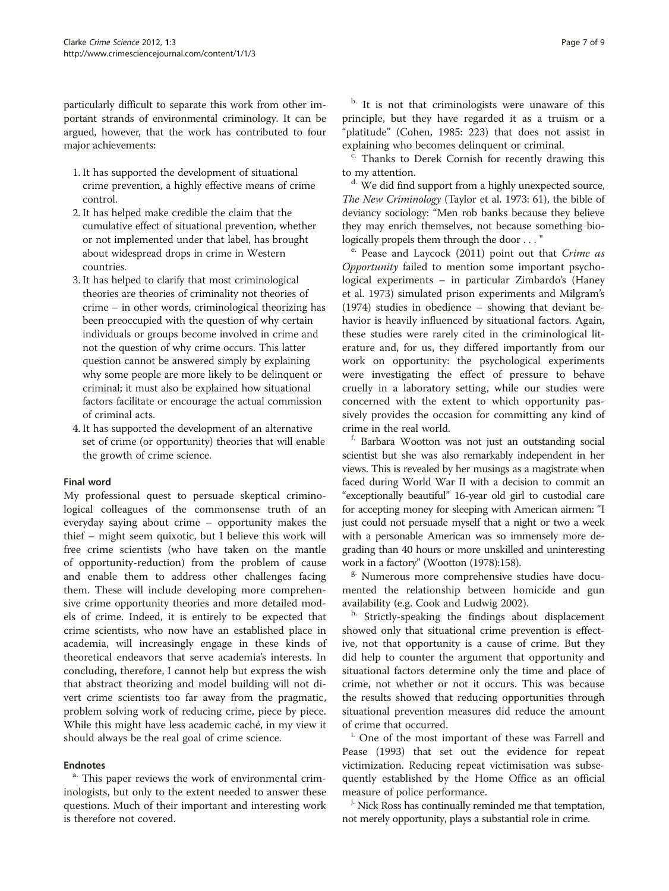particularly difficult to separate this work from other important strands of environmental criminology. It can be argued, however, that the work has contributed to four major achievements:

1. It has supported the development of situational crime prevention, a highly effective means of crime control.
2. It has helped make credible the claim that the cumulative effect of situational prevention, whether or not implemented under that label, has brought about widespread drops in crime in Western countries.
3. It has helped to clarify that most criminological theories are theories of criminality not theories of crime – in other words, criminological theorizing has been preoccupied with the question of why certain individuals or groups become involved in crime and not the question of why crime occurs. This latter question cannot be answered simply by explaining why some people are more likely to be delinquent or criminal; it must also be explained how situational factors facilitate or encourage the actual commission of criminal acts.
4. It has supported the development of an alternative set of crime (or opportunity) theories that will enable the growth of crime science.

## Final word

My professional quest to persuade skeptical criminological colleagues of the commonsense truth of an everyday saying about crime – opportunity makes the thief – might seem quixotic, but I believe this work will free crime scientists (who have taken on the mantle of opportunity-reduction) from the problem of cause and enable them to address other challenges facing them. These will include developing more comprehensive crime opportunity theories and more detailed models of crime. Indeed, it is entirely to be expected that crime scientists, who now have an established place in academia, will increasingly engage in these kinds of theoretical endeavors that serve academia's interests. In concluding, therefore, I cannot help but express the wish that abstract theorizing and model building will not divert crime scientists too far away from the pragmatic, problem solving work of reducing crime, piece by piece. While this might have less academic caché, in my view it should always be the real goal of crime science.

## Endnotes

[a] This paper reviews the work of environmental criminologists, but only to the extent needed to answer these questions. Much of their important and interesting work is therefore not covered.

[b] It is not that criminologists were unaware of this principle, but they have regarded it as a truism or a "platitude" (Cohen, 1985: 223) that does not assist in explaining who becomes delinquent or criminal.

[c] Thanks to Derek Cornish for recently drawing this to my attention.

[d] We did find support from a highly unexpected source, *The New Criminology* (Taylor et al. 1973: 61), the bible of deviancy sociology: "Men rob banks because they believe they may enrich themselves, not because something biologically propels them through the door . . . "

[e] Pease and Laycock (2011) point out that *Crime as Opportunity* failed to mention some important psychological experiments – in particular Zimbardo's (Haney et al. 1973) simulated prison experiments and Milgram's (1974) studies in obedience – showing that deviant behavior is heavily influenced by situational factors. Again, these studies were rarely cited in the criminological literature and, for us, they differed importantly from our work on opportunity: the psychological experiments were investigating the effect of pressure to behave cruelly in a laboratory setting, while our studies were concerned with the extent to which opportunity passively provides the occasion for committing any kind of crime in the real world.

[f] Barbara Wootton was not just an outstanding social scientist but she was also remarkably independent in her views. This is revealed by her musings as a magistrate when faced during World War II with a decision to commit an "exceptionally beautiful" 16-year old girl to custodial care for accepting money for sleeping with American airmen: "I just could not persuade myself that a night or two a week with a personable American was so immensely more degrading than 40 hours or more unskilled and uninteresting work in a factory" (Wootton (1978):158).

[g] Numerous more comprehensive studies have documented the relationship between homicide and gun availability (e.g. Cook and Ludwig 2002).

[h] Strictly-speaking the findings about displacement showed only that situational crime prevention is effective, not that opportunity is a cause of crime. But they did help to counter the argument that opportunity and situational factors determine only the time and place of crime, not whether or not it occurs. This was because the results showed that reducing opportunities through situational prevention measures did reduce the amount of crime that occurred.

[i] One of the most important of these was Farrell and Pease (1993) that set out the evidence for repeat victimization. Reducing repeat victimisation was subsequently established by the Home Office as an official measure of police performance.

[j] Nick Ross has continually reminded me that temptation, not merely opportunity, plays a substantial role in crime.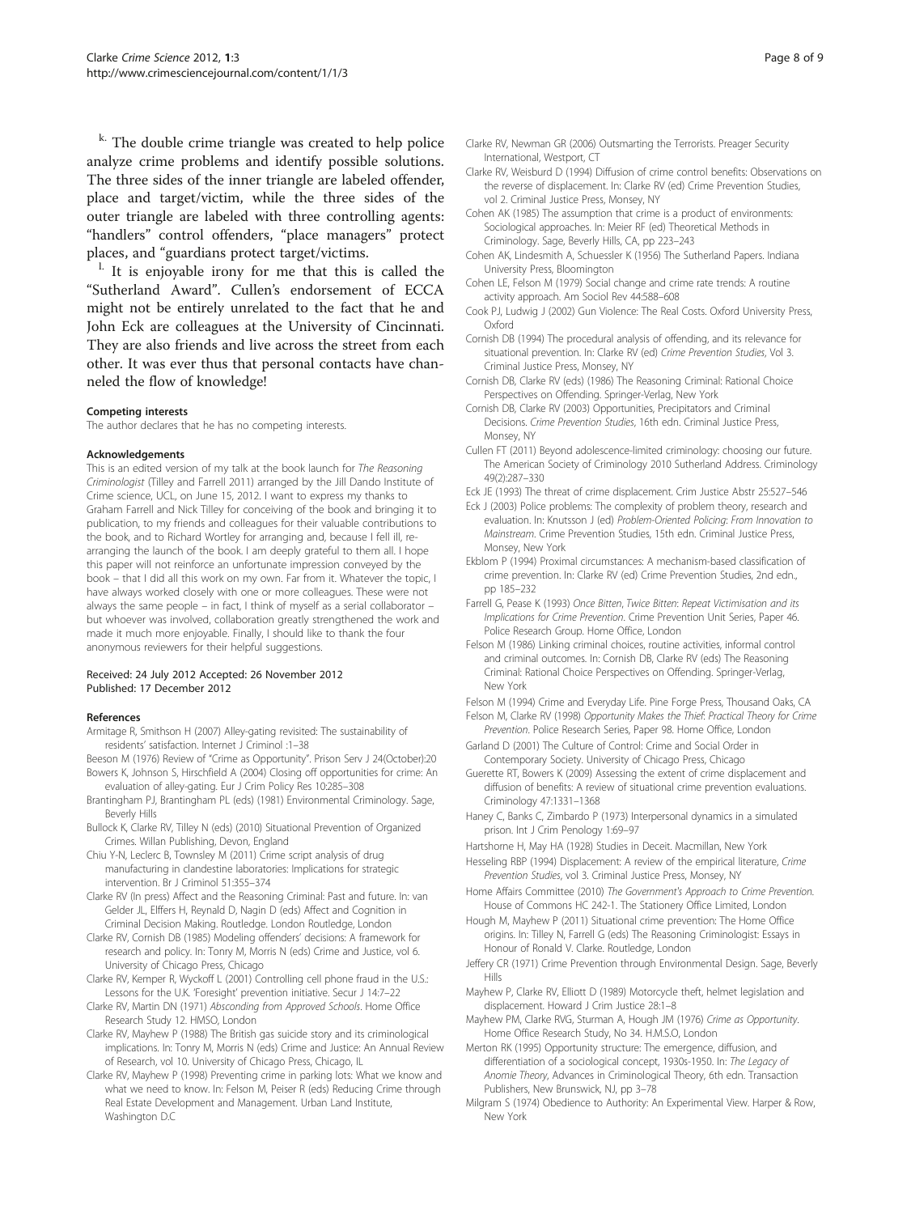[k] The double crime triangle was created to help police analyze crime problems and identify possible solutions. The three sides of the inner triangle are labeled offender, place and target/victim, while the three sides of the outer triangle are labeled with three controlling agents: "handlers" control offenders, "place managers" protect places, and "guardians protect target/victims.

[l] It is enjoyable irony for me that this is called the "Sutherland Award". Cullen's endorsement of ECCA might not be entirely unrelated to the fact that he and John Eck are colleagues at the University of Cincinnati. They are also friends and live across the street from each other. It was ever thus that personal contacts have channeled the flow of knowledge!

#### Competing interests

The author declares that he has no competing interests.

#### Acknowledgements

This is an edited version of my talk at the book launch for *The Reasoning Criminologist* (Tilley and Farrell 2011) arranged by the Jill Dando Institute of Crime science, UCL, on June 15, 2012. I want to express my thanks to Graham Farrell and Nick Tilley for conceiving of the book and bringing it to publication, to my friends and colleagues for their valuable contributions to the book, and to Richard Wortley for arranging and, because I fell ill, re-arranging the launch of the book. I am deeply grateful to them all. I hope this paper will not reinforce an unfortunate impression conveyed by the book – that I did all this work on my own. Far from it. Whatever the topic, I have always worked closely with one or more colleagues. These were not always the same people – in fact, I think of myself as a serial collaborator – but whoever was involved, collaboration greatly strengthened the work and made it much more enjoyable. Finally, I should like to thank the four anonymous reviewers for their helpful suggestions.

Received: 24 July 2012 Accepted: 26 November 2012
Published: 17 December 2012

#### References

Armitage R, Smithson H (2007) Alley-gating revisited: The sustainability of residents' satisfaction. Internet J Criminol :1–38

Beeson M (1976) Review of "Crime as Opportunity". Prison Serv J 24(October):20

Bowers K, Johnson S, Hirschfield A (2004) Closing off opportunities for crime: An evaluation of alley-gating. Eur J Crim Policy Res 10:285–308

Brantingham PJ, Brantingham PL (eds) (1981) Environmental Criminology. Sage, Beverly Hills

Bullock K, Clarke RV, Tilley N (eds) (2010) Situational Prevention of Organized Crimes. Willan Publishing, Devon, England

Chiu Y-N, Leclerc B, Townsley M (2011) Crime script analysis of drug manufacturing in clandestine laboratories: Implications for strategic intervention. Br J Criminol 51:355–374

Clarke RV (In press) Affect and the Reasoning Criminal: Past and future. In: van Gelder JL, Elffers H, Reynald D, Nagin D (eds) Affect and Cognition in Criminal Decision Making. Routledge. London Routledge, London

Clarke RV, Cornish DB (1985) Modeling offenders' decisions: A framework for research and policy. In: Tonry M, Morris N (eds) Crime and Justice, vol 6. University of Chicago Press, Chicago

Clarke RV, Kemper R, Wyckoff L (2001) Controlling cell phone fraud in the U.S.: Lessons for the U.K. 'Foresight' prevention initiative. Secur J 14:7–22

Clarke RV, Martin DN (1971) *Absconding from Approved Schools*. Home Office Research Study 12. HMSO, London

Clarke RV, Mayhew P (1988) The British gas suicide story and its criminological implications. In: Tonry M, Morris N (eds) Crime and Justice: An Annual Review of Research, vol 10. University of Chicago Press, Chicago, IL

Clarke RV, Mayhew P (1998) Preventing crime in parking lots: What we know and what we need to know. In: Felson M, Peiser R (eds) Reducing Crime through Real Estate Development and Management. Urban Land Institute, Washington D.C

Clarke RV, Newman GR (2006) Outsmarting the Terrorists. Preager Security International, Westport, CT

Clarke RV, Weisburd D (1994) Diffusion of crime control benefits: Observations on the reverse of displacement. In: Clarke RV (ed) Crime Prevention Studies, vol 2. Criminal Justice Press, Monsey, NY

Cohen AK (1985) The assumption that crime is a product of environments: Sociological approaches. In: Meier RF (ed) Theoretical Methods in Criminology. Sage, Beverly Hills, CA, pp 223–243

Cohen AK, Lindesmith A, Schuessler K (1956) The Sutherland Papers. Indiana University Press, Bloomington

Cohen LE, Felson M (1979) Social change and crime rate trends: A routine activity approach. Am Sociol Rev 44:588–608

Cook PJ, Ludwig J (2002) Gun Violence: The Real Costs. Oxford University Press, Oxford

Cornish DB (1994) The procedural analysis of offending, and its relevance for situational prevention. In: Clarke RV (ed) *Crime Prevention Studies*, Vol 3. Criminal Justice Press, Monsey, NY

Cornish DB, Clarke RV (eds) (1986) The Reasoning Criminal: Rational Choice Perspectives on Offending. Springer-Verlag, New York

Cornish DB, Clarke RV (2003) Opportunities, Precipitators and Criminal Decisions. *Crime Prevention Studies*, 16th edn. Criminal Justice Press, Monsey, NY

Cullen FT (2011) Beyond adolescence-limited criminology: choosing our future. The American Society of Criminology 2010 Sutherland Address. Criminology 49(2):287–330

Eck JE (1993) The threat of crime displacement. Crim Justice Abstr 25:527–546

Eck J (2003) Police problems: The complexity of problem theory, research and evaluation. In: Knutsson J (ed) *Problem-Oriented Policing: From Innovation to Mainstream*. Crime Prevention Studies, 15th edn. Criminal Justice Press, Monsey, New York

Ekblom P (1994) Proximal circumstances: A mechanism-based classification of crime prevention. In: Clarke RV (ed) Crime Prevention Studies, 2nd edn., pp 185–232

Farrell G, Pease K (1993) *Once Bitten, Twice Bitten: Repeat Victimisation and its Implications for Crime Prevention*. Crime Prevention Unit Series, Paper 46. Police Research Group. Home Office, London

Felson M (1986) Linking criminal choices, routine activities, informal control and criminal outcomes. In: Cornish DB, Clarke RV (eds) The Reasoning Criminal: Rational Choice Perspectives on Offending. Springer-Verlag, New York

Felson M (1994) Crime and Everyday Life. Pine Forge Press, Thousand Oaks, CA

Felson M, Clarke RV (1998) *Opportunity Makes the Thief: Practical Theory for Crime Prevention*. Police Research Series, Paper 98. Home Office, London

Garland D (2001) The Culture of Control: Crime and Social Order in Contemporary Society. University of Chicago Press, Chicago

Guerette RT, Bowers K (2009) Assessing the extent of crime displacement and diffusion of benefits: A review of situational crime prevention evaluations. Criminology 47:1331–1368

Haney C, Banks C, Zimbardo P (1973) Interpersonal dynamics in a simulated prison. Int J Crim Penology 1:69–97

Hartshorne H, May HA (1928) Studies in Deceit. Macmillan, New York

Hesseling RBP (1994) Displacement: A review of the empirical literature, *Crime Prevention Studies*, vol 3. Criminal Justice Press, Monsey, NY

Home Affairs Committee (2010) *The Government's Approach to Crime Prevention*. House of Commons HC 242-1. The Stationery Office Limited, London

Hough M, Mayhew P (2011) Situational crime prevention: The Home Office origins. In: Tilley N, Farrell G (eds) The Reasoning Criminologist: Essays in Honour of Ronald V. Clarke. Routledge, London

Jeffery CR (1971) Crime Prevention through Environmental Design. Sage, Beverly Hills

Mayhew P, Clarke RV, Elliott D (1989) Motorcycle theft, helmet legislation and displacement. Howard J Crim Justice 28:1–8

Mayhew PM, Clarke RVG, Sturman A, Hough JM (1976) *Crime as Opportunity*. Home Office Research Study, No 34. H.M.S.O, London

Merton RK (1995) Opportunity structure: The emergence, diffusion, and differentiation of a sociological concept, 1930s-1950. In: *The Legacy of Anomie Theory*, Advances in Criminological Theory, 6th edn. Transaction Publishers, New Brunswick, NJ, pp 3–78

Milgram S (1974) Obedience to Authority: An Experimental View. Harper & Row, New York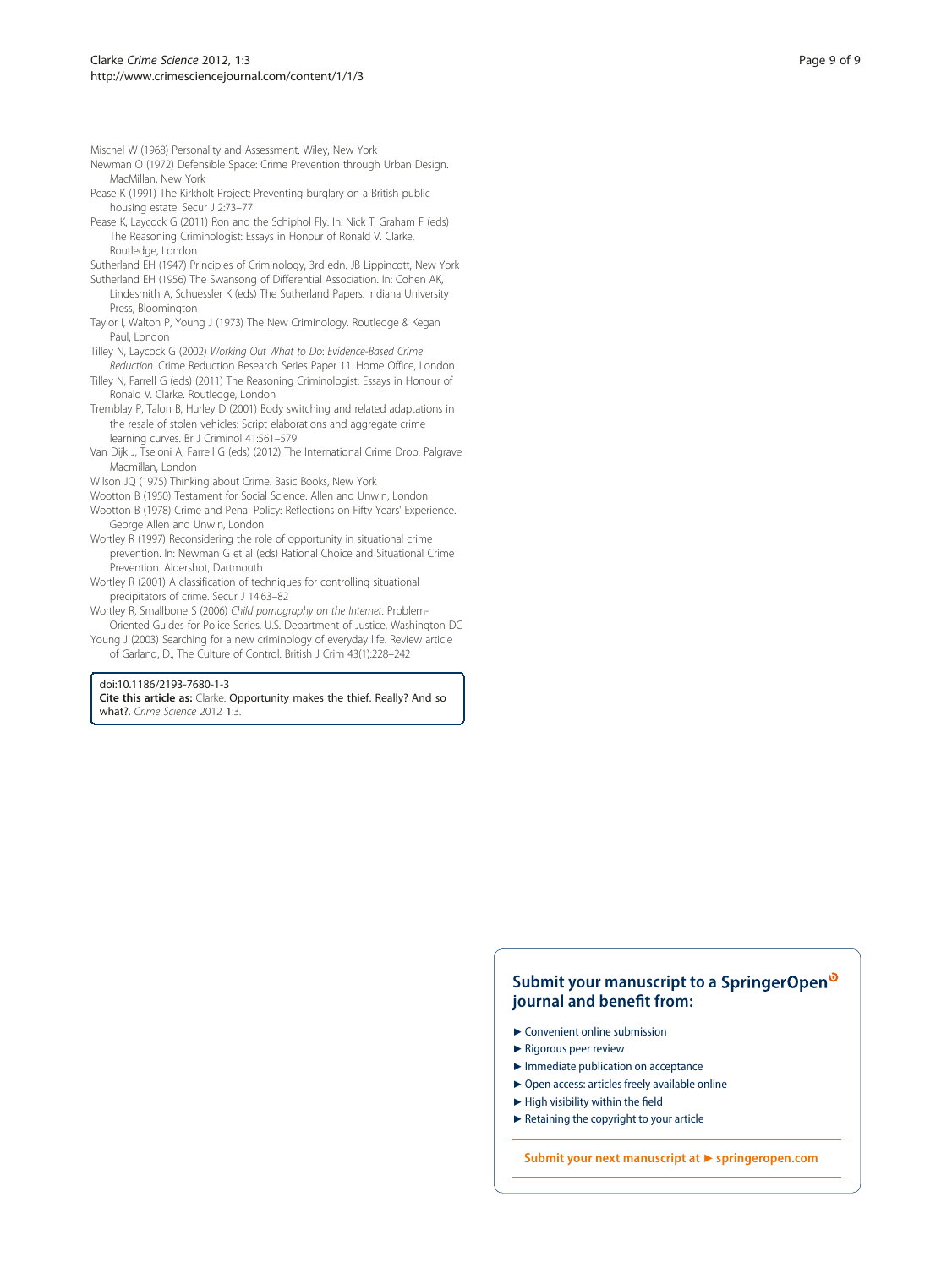Mischel W (1968) Personality and Assessment. Wiley, New York

Newman O (1972) Defensible Space: Crime Prevention through Urban Design. MacMillan, New York

Pease K (1991) The Kirkholt Project: Preventing burglary on a British public housing estate. Secur J 2:73–77

Pease K, Laycock G (2011) Ron and the Schiphol Fly. In: Nick T, Graham F (eds) The Reasoning Criminologist: Essays in Honour of Ronald V. Clarke. Routledge, London

Sutherland EH (1947) Principles of Criminology, 3rd edn. JB Lippincott, New York

Sutherland EH (1956) The Swansong of Differential Association. In: Cohen AK, Lindesmith A, Schuessler K (eds) The Sutherland Papers. Indiana University Press, Bloomington

Taylor I, Walton P, Young J (1973) The New Criminology. Routledge & Kegan Paul, London

Tilley N, Laycock G (2002) *Working Out What to Do: Evidence-Based Crime Reduction*. Crime Reduction Research Series Paper 11. Home Office, London

Tilley N, Farrell G (eds) (2011) The Reasoning Criminologist: Essays in Honour of Ronald V. Clarke. Routledge, London

Tremblay P, Talon B, Hurley D (2001) Body switching and related adaptations in the resale of stolen vehicles: Script elaborations and aggregate crime learning curves. Br J Criminol 41:561–579

Van Dijk J, Tseloni A, Farrell G (eds) (2012) The International Crime Drop. Palgrave Macmillan, London

Wilson JQ (1975) Thinking about Crime. Basic Books, New York

Wootton B (1950) Testament for Social Science. Allen and Unwin, London

Wootton B (1978) Crime and Penal Policy: Reflections on Fifty Years' Experience. George Allen and Unwin, London

Wortley R (1997) Reconsidering the role of opportunity in situational crime prevention. In: Newman G et al (eds) Rational Choice and Situational Crime Prevention. Aldershot, Dartmouth

Wortley R (2001) A classification of techniques for controlling situational precipitators of crime. Secur J 14:63–82

Wortley R, Smallbone S (2006) *Child pornography on the Internet*. Problem-Oriented Guides for Police Series. U.S. Department of Justice, Washington DC

Young J (2003) Searching for a new criminology of everyday life. Review article of Garland, D., The Culture of Control. British J Crim 43(1):228–242

doi:10.1186/2193-7680-1-3

**Cite this article as:** Clarke: Opportunity makes the thief. Really? And so what?. *Crime Science* 2012 **1**:3.

**Submit your manuscript to a SpringerOpen journal and benefit from:**

- ► Convenient online submission
- ► Rigorous peer review
- ► Immediate publication on acceptance
- ► Open access: articles freely available online
- ► High visibility within the field
- ► Retaining the copyright to your article

**Submit your next manuscript at ► springeropen.com**